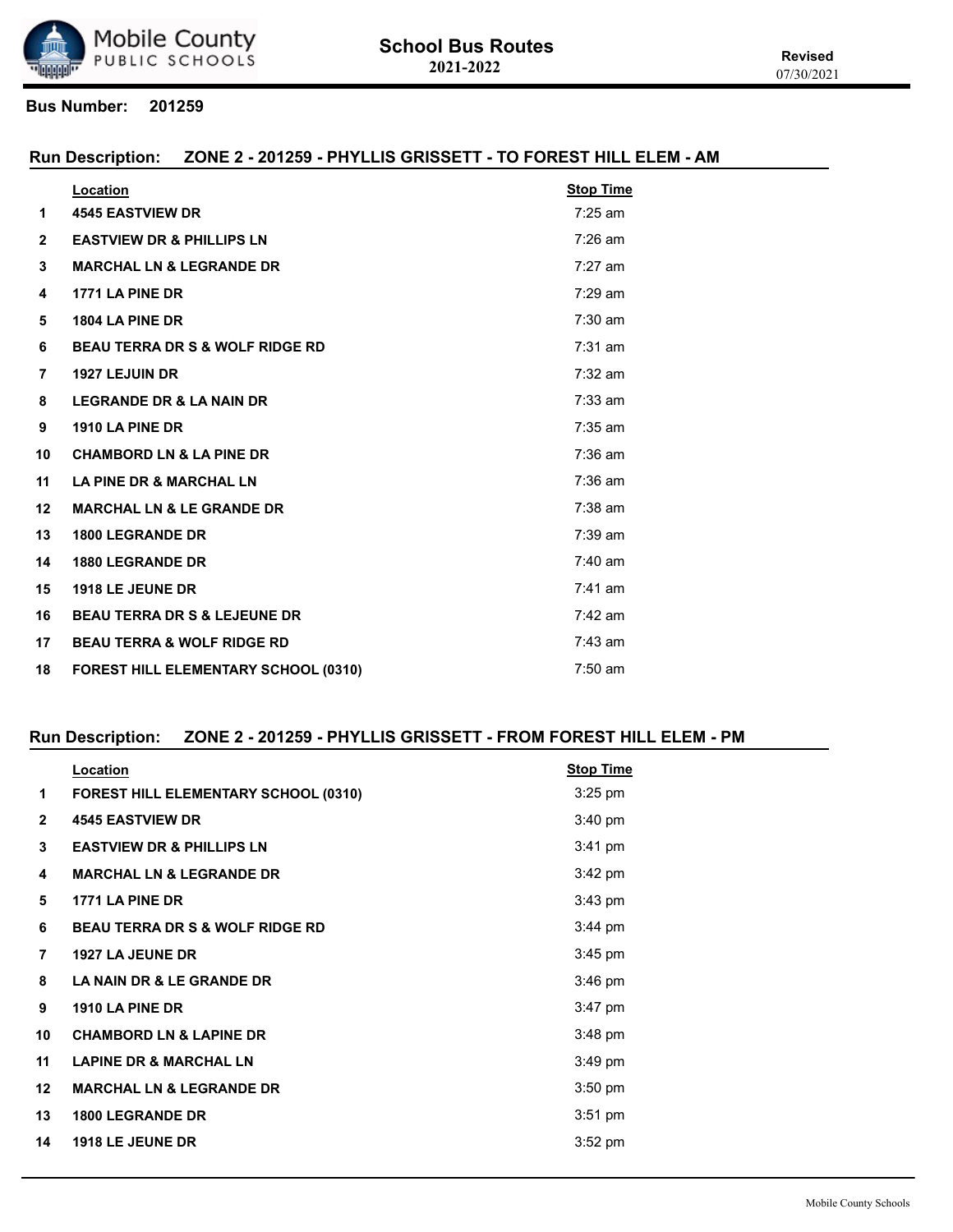# School Bus Routes
## 2021-2022

**Revised**
07/30/2021

**Bus Number: 201259**

### Run Description: ZONE 2 - 201259 - PHYLLIS GRISSETT - TO FOREST HILL ELEM - AM

| | Location | Stop Time |
|---|---|---|
| 1 | 4545 EASTVIEW DR | 7:25 am |
| 2 | EASTVIEW DR & PHILLIPS LN | 7:26 am |
| 3 | MARCHAL LN & LEGRANDE DR | 7:27 am |
| 4 | 1771 LA PINE DR | 7:29 am |
| 5 | 1804 LA PINE DR | 7:30 am |
| 6 | BEAU TERRA DR S & WOLF RIDGE RD | 7:31 am |
| 7 | 1927 LEJUIN DR | 7:32 am |
| 8 | LEGRANDE DR & LA NAIN DR | 7:33 am |
| 9 | 1910 LA PINE DR | 7:35 am |
| 10 | CHAMBORD LN & LA PINE DR | 7:36 am |
| 11 | LA PINE DR & MARCHAL LN | 7:36 am |
| 12 | MARCHAL LN & LE GRANDE DR | 7:38 am |
| 13 | 1800 LEGRANDE DR | 7:39 am |
| 14 | 1880 LEGRANDE DR | 7:40 am |
| 15 | 1918 LE JEUNE DR | 7:41 am |
| 16 | BEAU TERRA DR S & LEJEUNE DR | 7:42 am |
| 17 | BEAU TERRA & WOLF RIDGE RD | 7:43 am |
| 18 | FOREST HILL ELEMENTARY SCHOOL (0310) | 7:50 am |

### Run Description: ZONE 2 - 201259 - PHYLLIS GRISSETT - FROM FOREST HILL ELEM - PM

| | Location | Stop Time |
|---|---|---|
| 1 | FOREST HILL ELEMENTARY SCHOOL (0310) | 3:25 pm |
| 2 | 4545 EASTVIEW DR | 3:40 pm |
| 3 | EASTVIEW DR & PHILLIPS LN | 3:41 pm |
| 4 | MARCHAL LN & LEGRANDE DR | 3:42 pm |
| 5 | 1771 LA PINE DR | 3:43 pm |
| 6 | BEAU TERRA DR S & WOLF RIDGE RD | 3:44 pm |
| 7 | 1927 LA JEUNE DR | 3:45 pm |
| 8 | LA NAIN DR & LE GRANDE DR | 3:46 pm |
| 9 | 1910 LA PINE DR | 3:47 pm |
| 10 | CHAMBORD LN & LAPINE DR | 3:48 pm |
| 11 | LAPINE DR & MARCHAL LN | 3:49 pm |
| 12 | MARCHAL LN & LEGRANDE DR | 3:50 pm |
| 13 | 1800 LEGRANDE DR | 3:51 pm |
| 14 | 1918 LE JEUNE DR | 3:52 pm |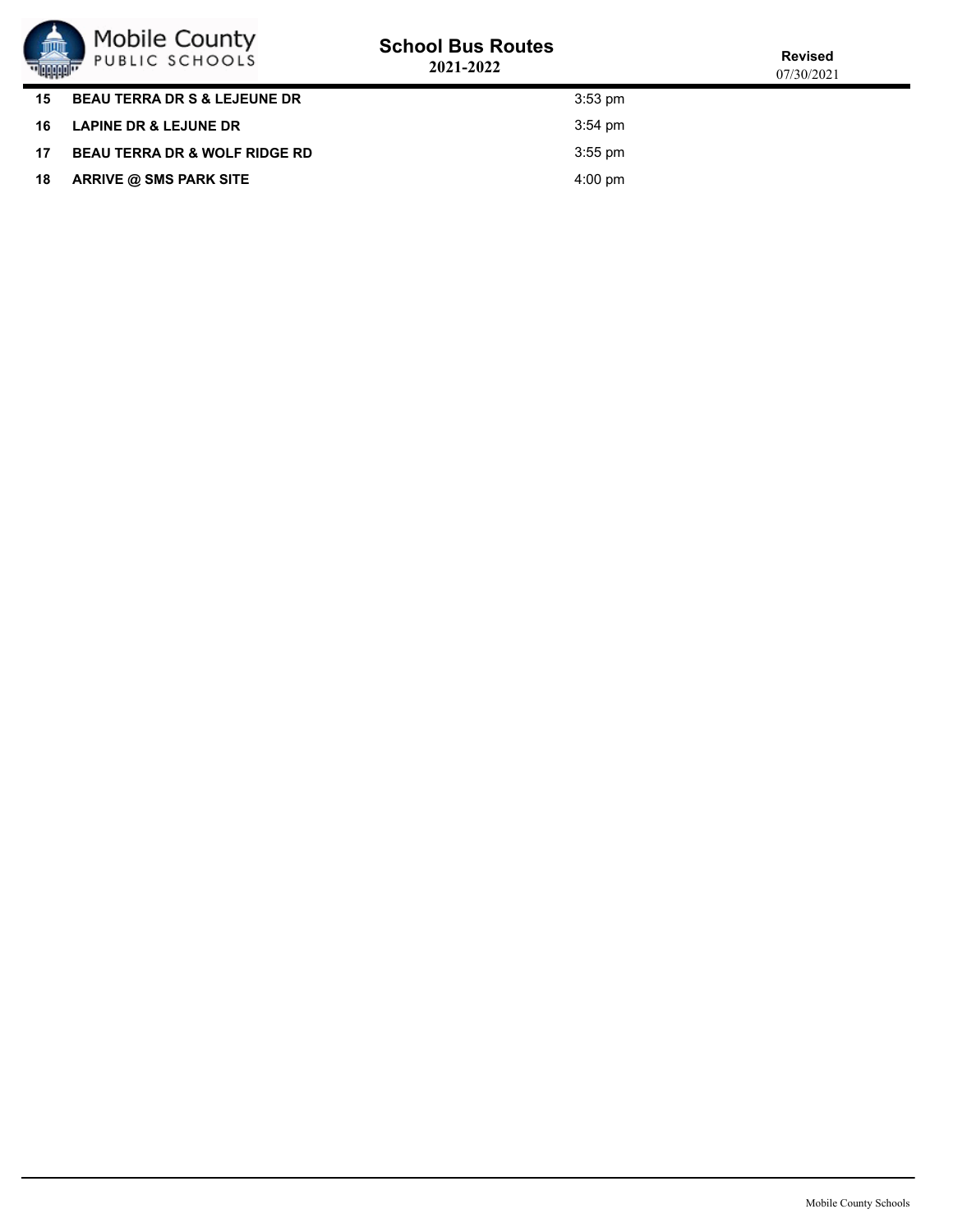| | | |
|---|---|---|
| 15 | **BEAU TERRA DR S & LEJEUNE DR** | 3:53 pm |
| 16 | **LAPINE DR & LEJUNE DR** | 3:54 pm |
| 17 | **BEAU TERRA DR & WOLF RIDGE RD** | 3:55 pm |
| 18 | **ARRIVE @ SMS PARK SITE** | 4:00 pm |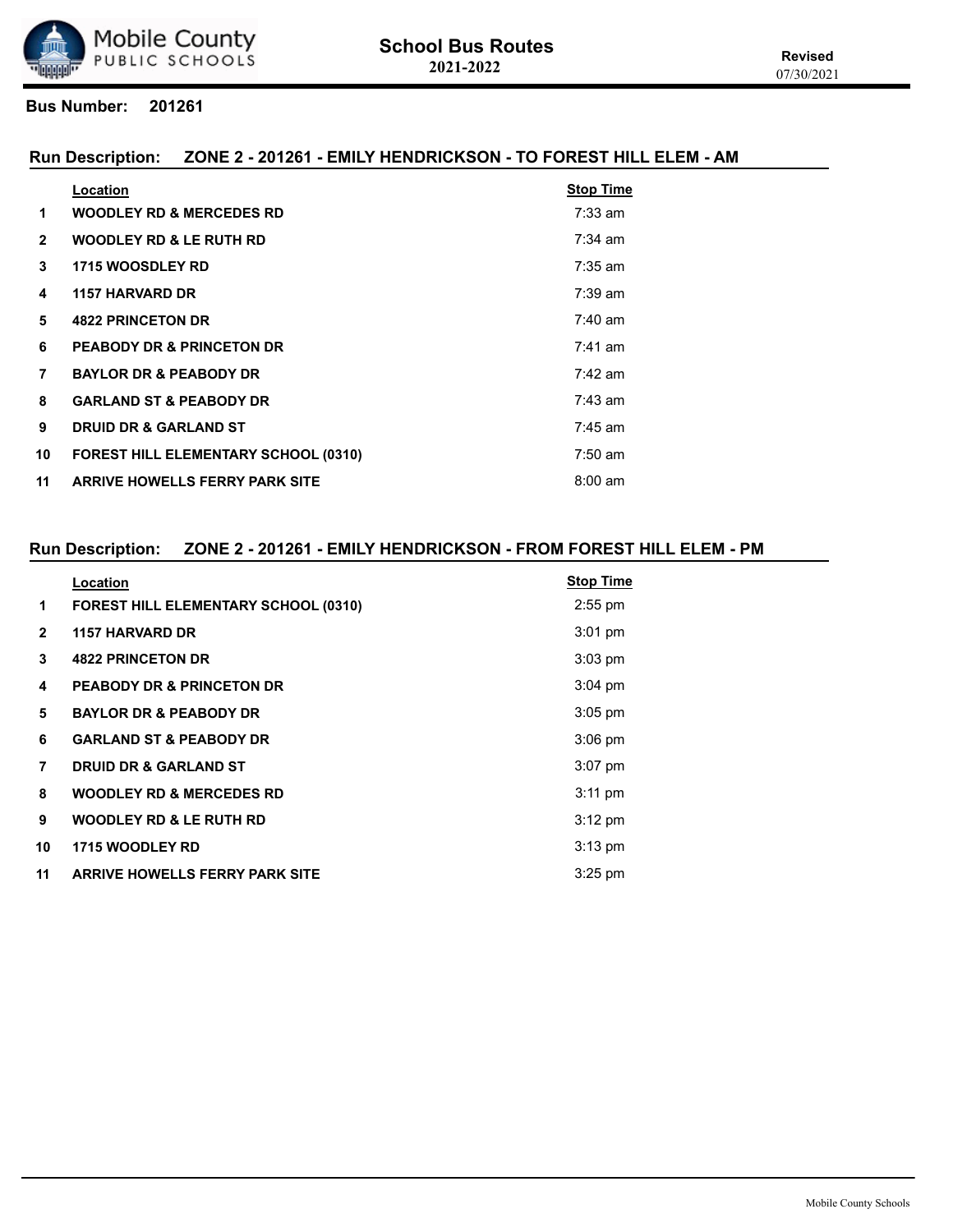# School Bus Routes
**2021-2022**

**Revised**
07/30/2021

**Bus Number:** 201261

## Run Description: ZONE 2 - 201261 - EMILY HENDRICKSON - TO FOREST HILL ELEM - AM

| | Location | Stop Time |
|---|---|---|
| 1 | WOODLEY RD & MERCEDES RD | 7:33 am |
| 2 | WOODLEY RD & LE RUTH RD | 7:34 am |
| 3 | 1715 WOOSDLEY RD | 7:35 am |
| 4 | 1157 HARVARD DR | 7:39 am |
| 5 | 4822 PRINCETON DR | 7:40 am |
| 6 | PEABODY DR & PRINCETON DR | 7:41 am |
| 7 | BAYLOR DR & PEABODY DR | 7:42 am |
| 8 | GARLAND ST & PEABODY DR | 7:43 am |
| 9 | DRUID DR & GARLAND ST | 7:45 am |
| 10 | FOREST HILL ELEMENTARY SCHOOL (0310) | 7:50 am |
| 11 | ARRIVE HOWELLS FERRY PARK SITE | 8:00 am |

## Run Description: ZONE 2 - 201261 - EMILY HENDRICKSON - FROM FOREST HILL ELEM - PM

| | Location | Stop Time |
|---|---|---|
| 1 | FOREST HILL ELEMENTARY SCHOOL (0310) | 2:55 pm |
| 2 | 1157 HARVARD DR | 3:01 pm |
| 3 | 4822 PRINCETON DR | 3:03 pm |
| 4 | PEABODY DR & PRINCETON DR | 3:04 pm |
| 5 | BAYLOR DR & PEABODY DR | 3:05 pm |
| 6 | GARLAND ST & PEABODY DR | 3:06 pm |
| 7 | DRUID DR & GARLAND ST | 3:07 pm |
| 8 | WOODLEY RD & MERCEDES RD | 3:11 pm |
| 9 | WOODLEY RD & LE RUTH RD | 3:12 pm |
| 10 | 1715 WOODLEY RD | 3:13 pm |
| 11 | ARRIVE HOWELLS FERRY PARK SITE | 3:25 pm |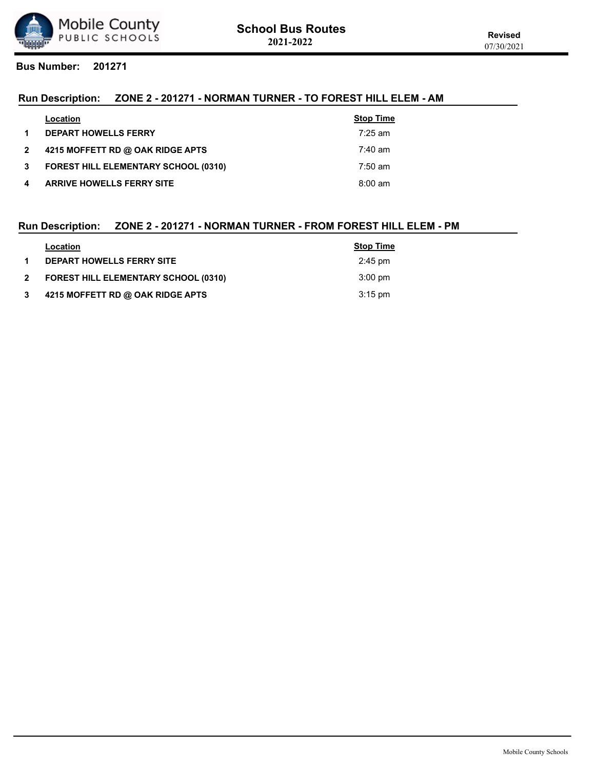# School Bus Routes
**2021-2022**

**Revised**
07/30/2021

**Bus Number: 201271**

## Run Description: ZONE 2 - 201271 - NORMAN TURNER - TO FOREST HILL ELEM - AM

| | Location | Stop Time |
|---|---|---|
| 1 | DEPART HOWELLS FERRY | 7:25 am |
| 2 | 4215 MOFFETT RD @ OAK RIDGE APTS | 7:40 am |
| 3 | FOREST HILL ELEMENTARY SCHOOL (0310) | 7:50 am |
| 4 | ARRIVE HOWELLS FERRY SITE | 8:00 am |

## Run Description: ZONE 2 - 201271 - NORMAN TURNER - FROM FOREST HILL ELEM - PM

| | Location | Stop Time |
|---|---|---|
| 1 | DEPART HOWELLS FERRY SITE | 2:45 pm |
| 2 | FOREST HILL ELEMENTARY SCHOOL (0310) | 3:00 pm |
| 3 | 4215 MOFFETT RD @ OAK RIDGE APTS | 3:15 pm |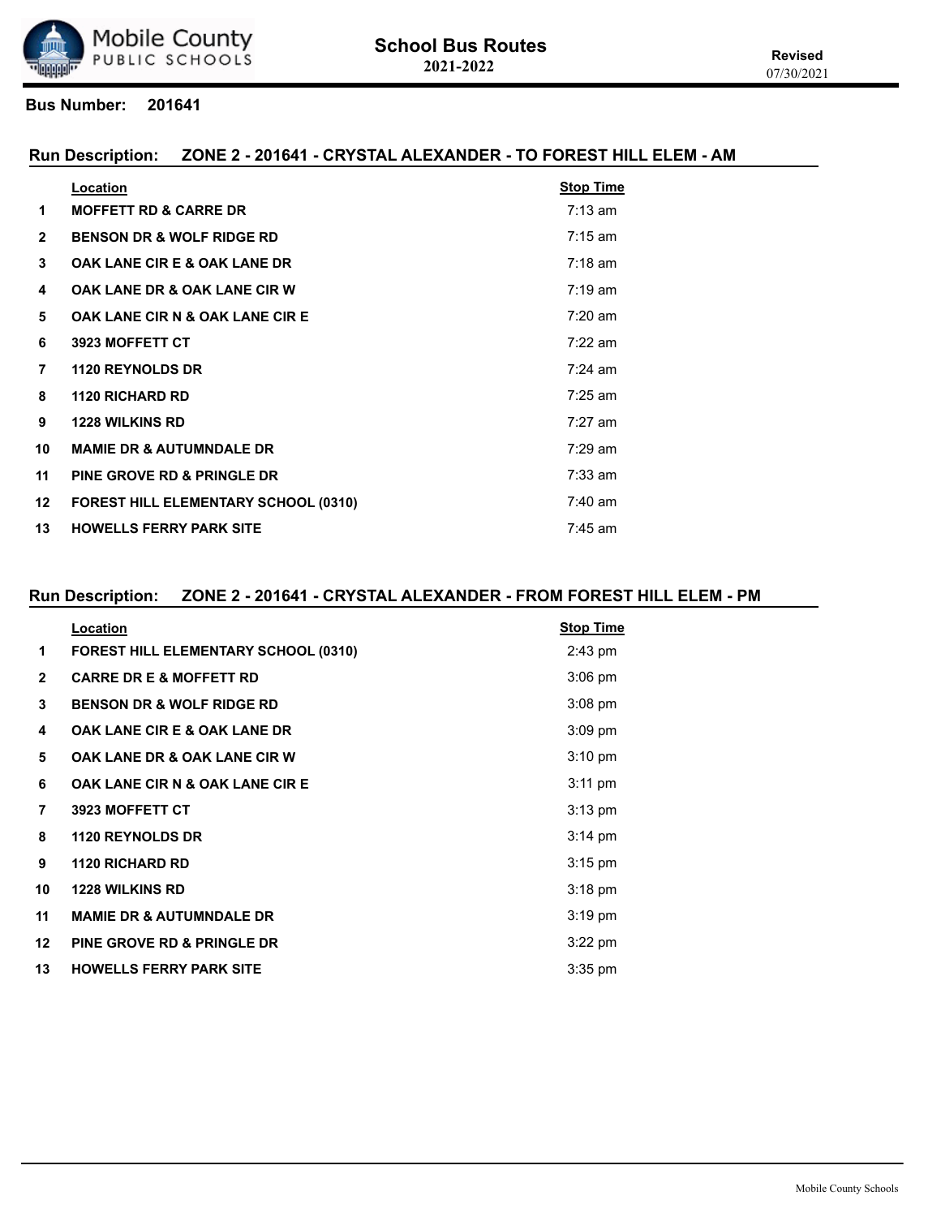# School Bus Routes
**2021-2022**

**Revised**
07/30/2021

**Bus Number: 201641**

## Run Description: ZONE 2 - 201641 - CRYSTAL ALEXANDER - TO FOREST HILL ELEM - AM

| | Location | Stop Time |
|---|---|---|
| 1 | MOFFETT RD & CARRE DR | 7:13 am |
| 2 | BENSON DR & WOLF RIDGE RD | 7:15 am |
| 3 | OAK LANE CIR E & OAK LANE DR | 7:18 am |
| 4 | OAK LANE DR & OAK LANE CIR W | 7:19 am |
| 5 | OAK LANE CIR N & OAK LANE CIR E | 7:20 am |
| 6 | 3923 MOFFETT CT | 7:22 am |
| 7 | 1120 REYNOLDS DR | 7:24 am |
| 8 | 1120 RICHARD RD | 7:25 am |
| 9 | 1228 WILKINS RD | 7:27 am |
| 10 | MAMIE DR & AUTUMNDALE DR | 7:29 am |
| 11 | PINE GROVE RD & PRINGLE DR | 7:33 am |
| 12 | FOREST HILL ELEMENTARY SCHOOL (0310) | 7:40 am |
| 13 | HOWELLS FERRY PARK SITE | 7:45 am |

## Run Description: ZONE 2 - 201641 - CRYSTAL ALEXANDER - FROM FOREST HILL ELEM - PM

| | Location | Stop Time |
|---|---|---|
| 1 | FOREST HILL ELEMENTARY SCHOOL (0310) | 2:43 pm |
| 2 | CARRE DR E & MOFFETT RD | 3:06 pm |
| 3 | BENSON DR & WOLF RIDGE RD | 3:08 pm |
| 4 | OAK LANE CIR E & OAK LANE DR | 3:09 pm |
| 5 | OAK LANE DR & OAK LANE CIR W | 3:10 pm |
| 6 | OAK LANE CIR N & OAK LANE CIR E | 3:11 pm |
| 7 | 3923 MOFFETT CT | 3:13 pm |
| 8 | 1120 REYNOLDS DR | 3:14 pm |
| 9 | 1120 RICHARD RD | 3:15 pm |
| 10 | 1228 WILKINS RD | 3:18 pm |
| 11 | MAMIE DR & AUTUMNDALE DR | 3:19 pm |
| 12 | PINE GROVE RD & PRINGLE DR | 3:22 pm |
| 13 | HOWELLS FERRY PARK SITE | 3:35 pm |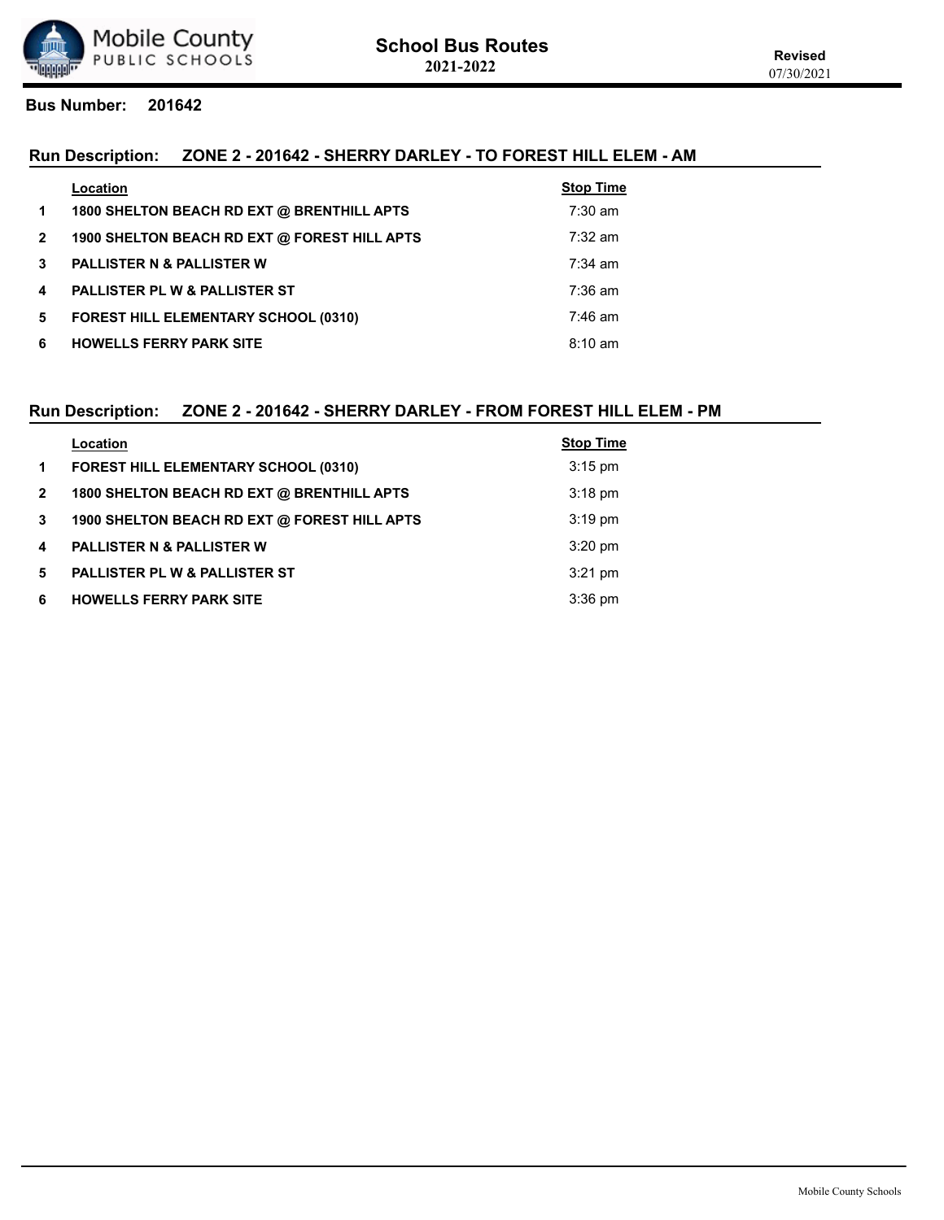# School Bus Routes
## 2021-2022

**Revised** 07/30/2021

**Bus Number:** 201642

### Run Description: ZONE 2 - 201642 - SHERRY DARLEY - TO FOREST HILL ELEM - AM

| | Location | Stop Time |
|---|---|---|
| 1 | 1800 SHELTON BEACH RD EXT @ BRENTHILL APTS | 7:30 am |
| 2 | 1900 SHELTON BEACH RD EXT @ FOREST HILL APTS | 7:32 am |
| 3 | PALLISTER N & PALLISTER W | 7:34 am |
| 4 | PALLISTER PL W & PALLISTER ST | 7:36 am |
| 5 | FOREST HILL ELEMENTARY SCHOOL (0310) | 7:46 am |
| 6 | HOWELLS FERRY PARK SITE | 8:10 am |

### Run Description: ZONE 2 - 201642 - SHERRY DARLEY - FROM FOREST HILL ELEM - PM

| | Location | Stop Time |
|---|---|---|
| 1 | FOREST HILL ELEMENTARY SCHOOL (0310) | 3:15 pm |
| 2 | 1800 SHELTON BEACH RD EXT @ BRENTHILL APTS | 3:18 pm |
| 3 | 1900 SHELTON BEACH RD EXT @ FOREST HILL APTS | 3:19 pm |
| 4 | PALLISTER N & PALLISTER W | 3:20 pm |
| 5 | PALLISTER PL W & PALLISTER ST | 3:21 pm |
| 6 | HOWELLS FERRY PARK SITE | 3:36 pm |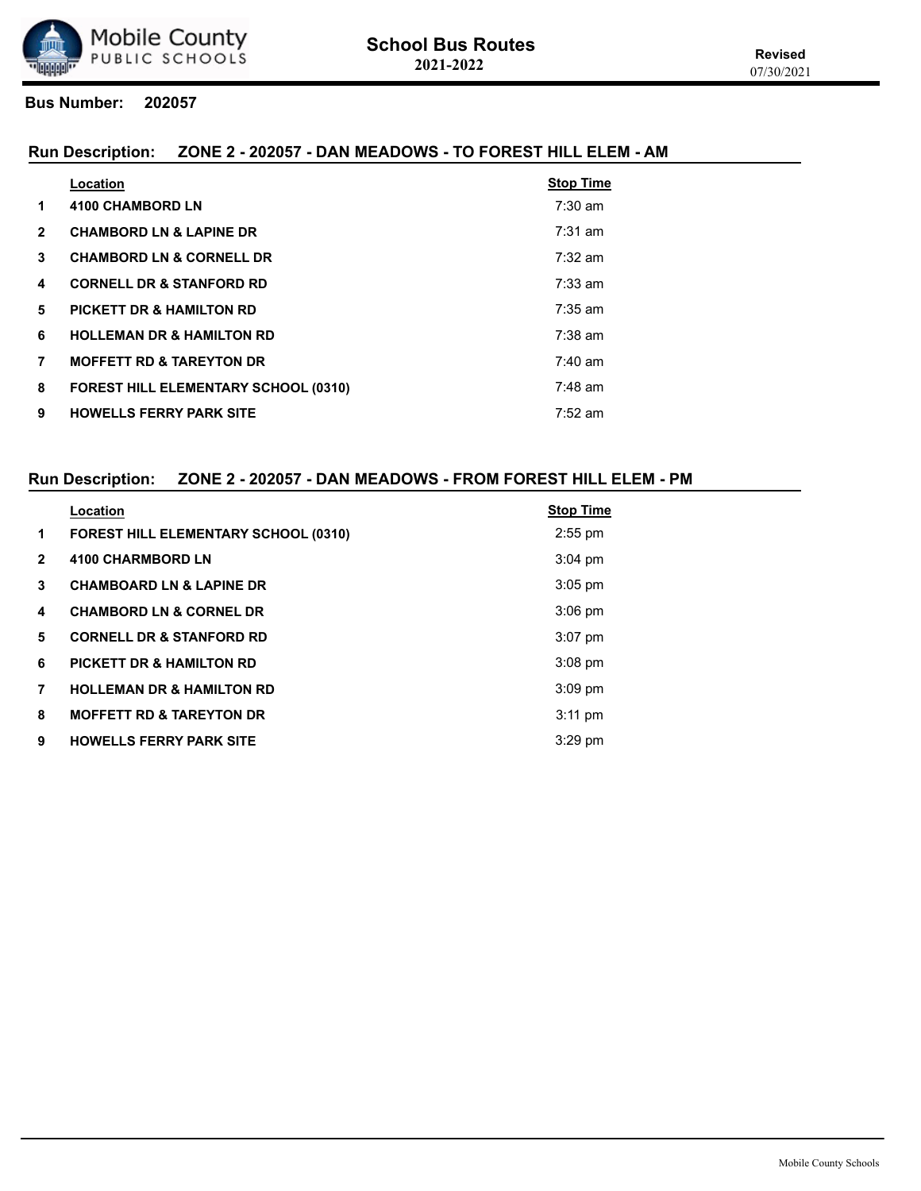**Bus Number: 202057**

## Run Description: ZONE 2 - 202057 - DAN MEADOWS - TO FOREST HILL ELEM - AM

| | Location | Stop Time |
|---|---|---|
| 1 | 4100 CHAMBORD LN | 7:30 am |
| 2 | CHAMBORD LN & LAPINE DR | 7:31 am |
| 3 | CHAMBORD LN & CORNELL DR | 7:32 am |
| 4 | CORNELL DR & STANFORD RD | 7:33 am |
| 5 | PICKETT DR & HAMILTON RD | 7:35 am |
| 6 | HOLLEMAN DR & HAMILTON RD | 7:38 am |
| 7 | MOFFETT RD & TAREYTON DR | 7:40 am |
| 8 | FOREST HILL ELEMENTARY SCHOOL (0310) | 7:48 am |
| 9 | HOWELLS FERRY PARK SITE | 7:52 am |

## Run Description: ZONE 2 - 202057 - DAN MEADOWS - FROM FOREST HILL ELEM - PM

| | Location | Stop Time |
|---|---|---|
| 1 | FOREST HILL ELEMENTARY SCHOOL (0310) | 2:55 pm |
| 2 | 4100 CHARMBORD LN | 3:04 pm |
| 3 | CHAMBOARD LN & LAPINE DR | 3:05 pm |
| 4 | CHAMBORD LN & CORNEL DR | 3:06 pm |
| 5 | CORNELL DR & STANFORD RD | 3:07 pm |
| 6 | PICKETT DR & HAMILTON RD | 3:08 pm |
| 7 | HOLLEMAN DR & HAMILTON RD | 3:09 pm |
| 8 | MOFFETT RD & TAREYTON DR | 3:11 pm |
| 9 | HOWELLS FERRY PARK SITE | 3:29 pm |